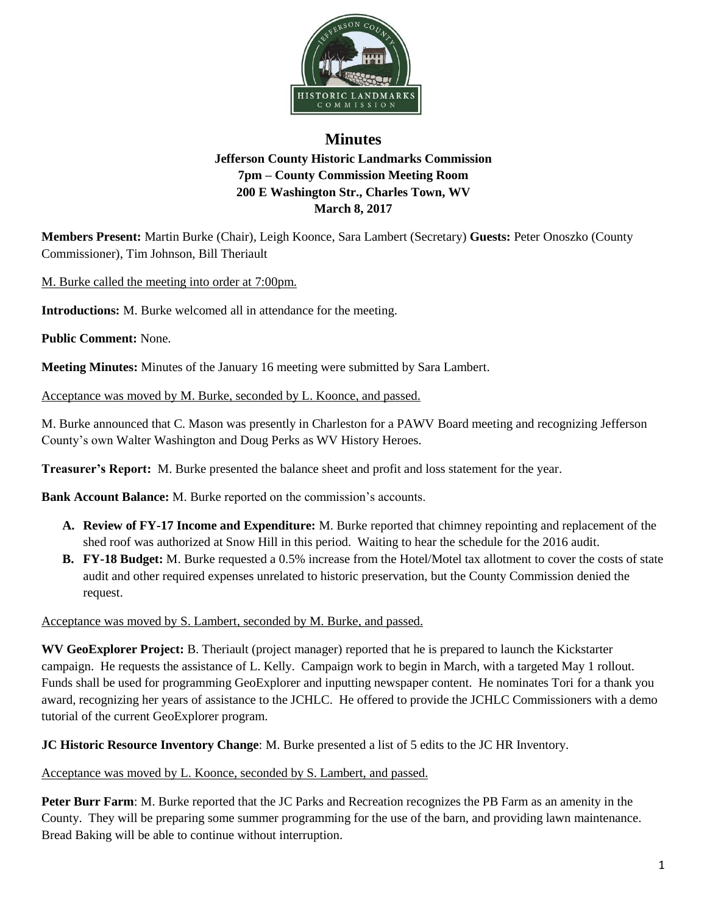# Minutes

**Jefferson County Historic Landmarks Commission**
**7pm – County Commission Meeting Room**
**200 E Washington Str., Charles Town, WV**
**March 8, 2017**

**Members Present:** Martin Burke (Chair), Leigh Koonce, Sara Lambert (Secretary) **Guests:** Peter Onoszko (County Commissioner), Tim Johnson, Bill Theriault

M. Burke called the meeting into order at 7:00pm.

**Introductions:** M. Burke welcomed all in attendance for the meeting.

**Public Comment:** None.

**Meeting Minutes:** Minutes of the January 16 meeting were submitted by Sara Lambert.

Acceptance was moved by M. Burke, seconded by L. Koonce, and passed.

M. Burke announced that C. Mason was presently in Charleston for a PAWV Board meeting and recognizing Jefferson County's own Walter Washington and Doug Perks as WV History Heroes.

**Treasurer's Report:** M. Burke presented the balance sheet and profit and loss statement for the year.

**Bank Account Balance:** M. Burke reported on the commission's accounts.

A. **Review of FY-17 Income and Expenditure:** M. Burke reported that chimney repointing and replacement of the shed roof was authorized at Snow Hill in this period. Waiting to hear the schedule for the 2016 audit.
B. **FY-18 Budget:** M. Burke requested a 0.5% increase from the Hotel/Motel tax allotment to cover the costs of state audit and other required expenses unrelated to historic preservation, but the County Commission denied the request.

Acceptance was moved by S. Lambert, seconded by M. Burke, and passed.

**WV GeoExplorer Project:** B. Theriault (project manager) reported that he is prepared to launch the Kickstarter campaign. He requests the assistance of L. Kelly. Campaign work to begin in March, with a targeted May 1 rollout. Funds shall be used for programming GeoExplorer and inputting newspaper content. He nominates Tori for a thank you award, recognizing her years of assistance to the JCHLC. He offered to provide the JCHLC Commissioners with a demo tutorial of the current GeoExplorer program.

**JC Historic Resource Inventory Change**: M. Burke presented a list of 5 edits to the JC HR Inventory.

Acceptance was moved by L. Koonce, seconded by S. Lambert, and passed.

**Peter Burr Farm**: M. Burke reported that the JC Parks and Recreation recognizes the PB Farm as an amenity in the County. They will be preparing some summer programming for the use of the barn, and providing lawn maintenance. Bread Baking will be able to continue without interruption.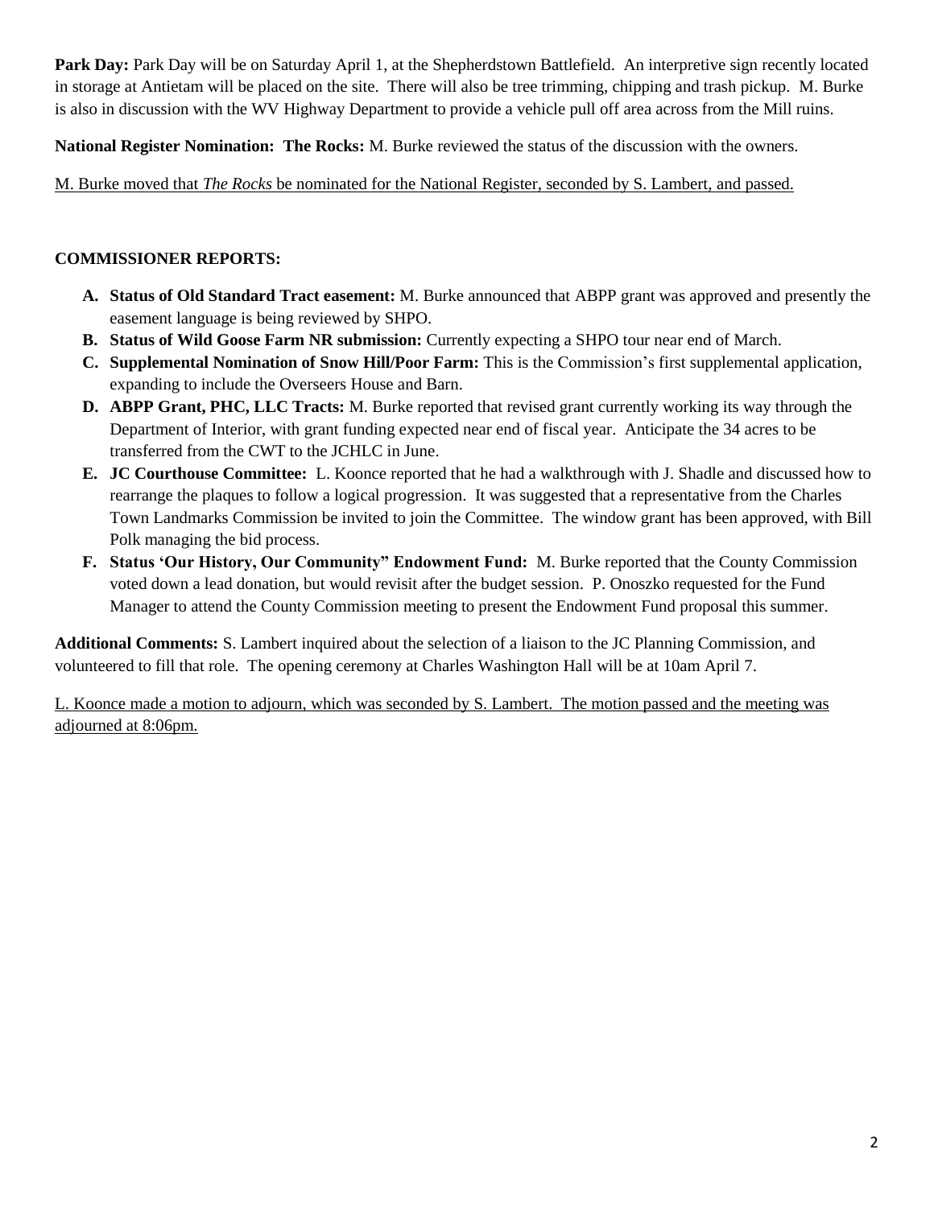**Park Day:** Park Day will be on Saturday April 1, at the Shepherdstown Battlefield. An interpretive sign recently located in storage at Antietam will be placed on the site. There will also be tree trimming, chipping and trash pickup. M. Burke is also in discussion with the WV Highway Department to provide a vehicle pull off area across from the Mill ruins.

**National Register Nomination: The Rocks:** M. Burke reviewed the status of the discussion with the owners.

<u>M. Burke moved that *The Rocks* be nominated for the National Register, seconded by S. Lambert, and passed.</u>

**COMMISSIONER REPORTS:**

A. **Status of Old Standard Tract easement:** M. Burke announced that ABPP grant was approved and presently the easement language is being reviewed by SHPO.
B. **Status of Wild Goose Farm NR submission:** Currently expecting a SHPO tour near end of March.
C. **Supplemental Nomination of Snow Hill/Poor Farm:** This is the Commission's first supplemental application, expanding to include the Overseers House and Barn.
D. **ABPP Grant, PHC, LLC Tracts:** M. Burke reported that revised grant currently working its way through the Department of Interior, with grant funding expected near end of fiscal year. Anticipate the 34 acres to be transferred from the CWT to the JCHLC in June.
E. **JC Courthouse Committee:** L. Koonce reported that he had a walkthrough with J. Shadle and discussed how to rearrange the plaques to follow a logical progression. It was suggested that a representative from the Charles Town Landmarks Commission be invited to join the Committee. The window grant has been approved, with Bill Polk managing the bid process.
F. **Status 'Our History, Our Community" Endowment Fund:** M. Burke reported that the County Commission voted down a lead donation, but would revisit after the budget session. P. Onoszko requested for the Fund Manager to attend the County Commission meeting to present the Endowment Fund proposal this summer.

**Additional Comments:** S. Lambert inquired about the selection of a liaison to the JC Planning Commission, and volunteered to fill that role. The opening ceremony at Charles Washington Hall will be at 10am April 7.

<u>L. Koonce made a motion to adjourn, which was seconded by S. Lambert. The motion passed and the meeting was adjourned at 8:06pm.</u>